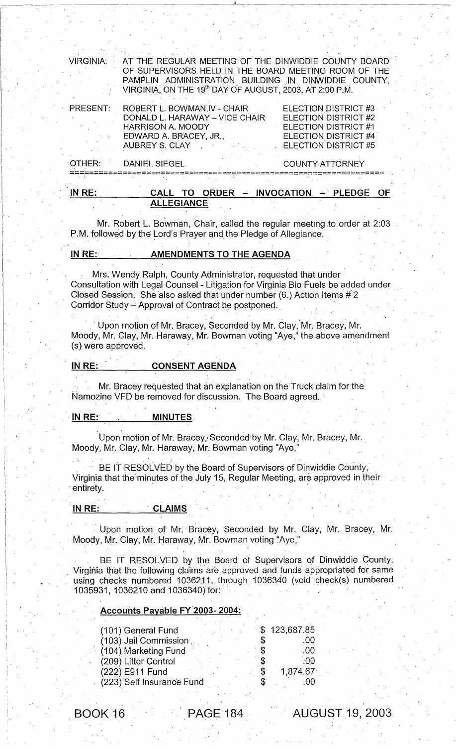VIRGINIA: AT THE REGULAR MEETING OF THE DINWIDDIE COUNTY BOARD OF SUPERVISORS HELD IN THE BOARD MEETING ROOM OF THE PAMPLIN ADMINISTRATION BUILDING IN DINWIDDIE COUNTY, VIRGINIA, ON THE 19th DAY OF AUGUST, 2003, AT 2:00 P.M.

| PRESENT: | ROBERT L. BOWMAN IV - CHAIR | ELECTION DISTRICT #3 |
|---|---|---|
| | DONALD L. HARAWAY – VICE CHAIR | ELECTION DISTRICT #2 |
| | HARRISON A. MOODY | ELECTION DISTRICT #1 |
| | EDWARD A. BRACEY, JR., | ELECTION DISTRICT #4 |
| | AUBREY S. CLAY | ELECTION DISTRICT #5 |
| OTHER: | DANIEL SIEGEL | COUNTY ATTORNEY |

**IN RE: CALL TO ORDER – INVOCATION – PLEDGE OF ALLEGIANCE**

Mr. Robert L. Bowman, Chair, called the regular meeting to order at 2:03 P.M. followed by the Lord's Prayer and the Pledge of Allegiance.

**IN RE: AMENDMENTS TO THE AGENDA**

Mrs. Wendy Ralph, County Administrator, requested that under Consultation with Legal Counsel - Litigation for Virginia Bio Fuels be added under Closed Session. She also asked that under number (6.) Action Items # 2 Corridor Study – Approval of Contract be postponed.

Upon motion of Mr. Bracey, Seconded by Mr. Clay, Mr. Bracey, Mr. Moody, Mr. Clay, Mr. Haraway, Mr. Bowman voting "Aye," the above amendment (s) were approved.

**IN RE: CONSENT AGENDA**

Mr. Bracey requested that an explanation on the Truck claim for the Namozine VFD be removed for discussion. The Board agreed.

**IN RE: MINUTES**

Upon motion of Mr. Bracey, Seconded by Mr. Clay, Mr. Bracey, Mr. Moody, Mr. Clay, Mr. Haraway, Mr. Bowman voting "Aye,"

BE IT RESOLVED by the Board of Supervisors of Dinwiddie County, Virginia that the minutes of the July 15, Regular Meeting, are approved in their entirety.

**IN RE: CLAIMS**

Upon motion of Mr. Bracey, Seconded by Mr. Clay, Mr. Bracey, Mr. Moody, Mr. Clay, Mr. Haraway, Mr. Bowman voting "Aye,"

BE IT RESOLVED by the Board of Supervisors of Dinwiddie County, Virginia that the following claims are approved and funds appropriated for same using checks numbered 1036211, through 1036340 (void check(s) numbered 1035931, 1036210 and 1036340) for:

**Accounts Payable FY 2003- 2004:**

| | |
|---|---|
| (101) General Fund | $ 123,687.85 |
| (103) Jail Commission | $ .00 |
| (104) Marketing Fund | $ .00 |
| (209) Litter Control | $ .00 |
| (222) E911 Fund | $ 1,874.67 |
| (223) Self Insurance Fund | $ .00 |

BOOK 16 PAGE 184 AUGUST 19, 2003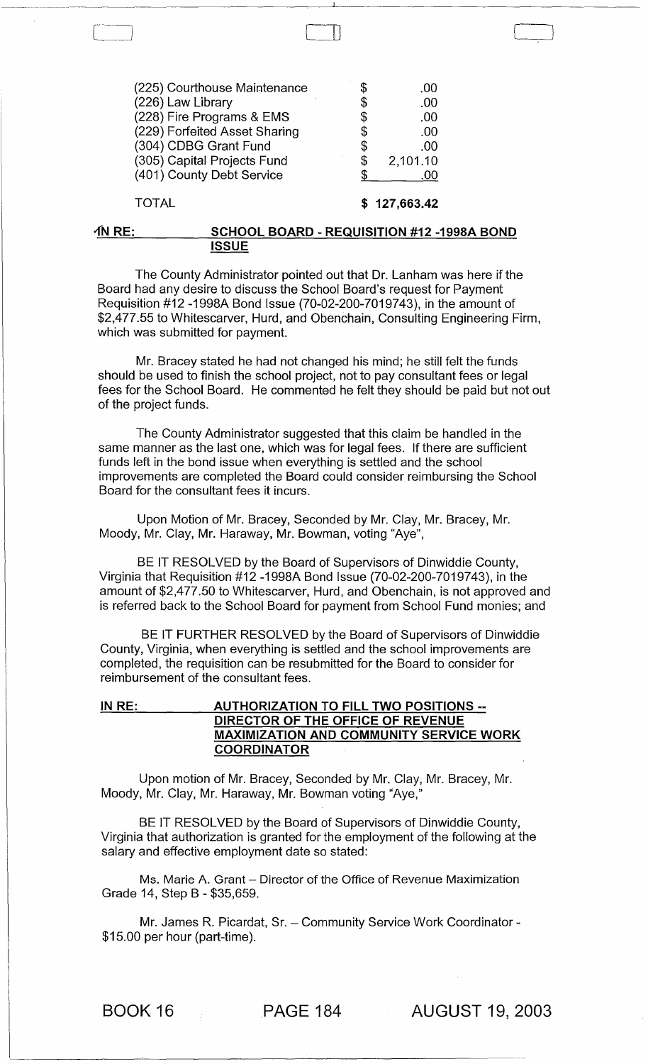| | |
|---|---|
| (225) Courthouse Maintenance | $ .00 |
| (226) Law Library | $ .00 |
| (228) Fire Programs & EMS | $ .00 |
| (229) Forfeited Asset Sharing | $ .00 |
| (304) CDBG Grant Fund | $ .00 |
| (305) Capital Projects Fund | $ 2,101.10 |
| (401) County Debt Service | $ .00 |
| TOTAL | $ 127,663.42 |

**IN RE: SCHOOL BOARD - REQUISITION #12 -1998A BOND ISSUE**

The County Administrator pointed out that Dr. Lanham was here if the Board had any desire to discuss the School Board's request for Payment Requisition #12 -1998A Bond Issue (70-02-200-7019743), in the amount of $2,477.55 to Whitescarver, Hurd, and Obenchain, Consulting Engineering Firm, which was submitted for payment.

Mr. Bracey stated he had not changed his mind; he still felt the funds should be used to finish the school project, not to pay consultant fees or legal fees for the School Board. He commented he felt they should be paid but not out of the project funds.

The County Administrator suggested that this claim be handled in the same manner as the last one, which was for legal fees. If there are sufficient funds left in the bond issue when everything is settled and the school improvements are completed the Board could consider reimbursing the School Board for the consultant fees it incurs.

Upon Motion of Mr. Bracey, Seconded by Mr. Clay, Mr. Bracey, Mr. Moody, Mr. Clay, Mr. Haraway, Mr. Bowman, voting "Aye",

BE IT RESOLVED by the Board of Supervisors of Dinwiddie County, Virginia that Requisition #12 -1998A Bond Issue (70-02-200-7019743), in the amount of $2,477.50 to Whitescarver, Hurd, and Obenchain, is not approved and is referred back to the School Board for payment from School Fund monies; and

BE IT FURTHER RESOLVED by the Board of Supervisors of Dinwiddie County, Virginia, when everything is settled and the school improvements are completed, the requisition can be resubmitted for the Board to consider for reimbursement of the consultant fees.

**IN RE: AUTHORIZATION TO FILL TWO POSITIONS -- DIRECTOR OF THE OFFICE OF REVENUE MAXIMIZATION AND COMMUNITY SERVICE WORK COORDINATOR**

Upon motion of Mr. Bracey, Seconded by Mr. Clay, Mr. Bracey, Mr. Moody, Mr. Clay, Mr. Haraway, Mr. Bowman voting "Aye,"

BE IT RESOLVED by the Board of Supervisors of Dinwiddie County, Virginia that authorization is granted for the employment of the following at the salary and effective employment date so stated:

Ms. Marie A. Grant – Director of the Office of Revenue Maximization Grade 14, Step B - $35,659.

Mr. James R. Picardat, Sr. – Community Service Work Coordinator - $15.00 per hour (part-time).

BOOK 16 PAGE 184 AUGUST 19, 2003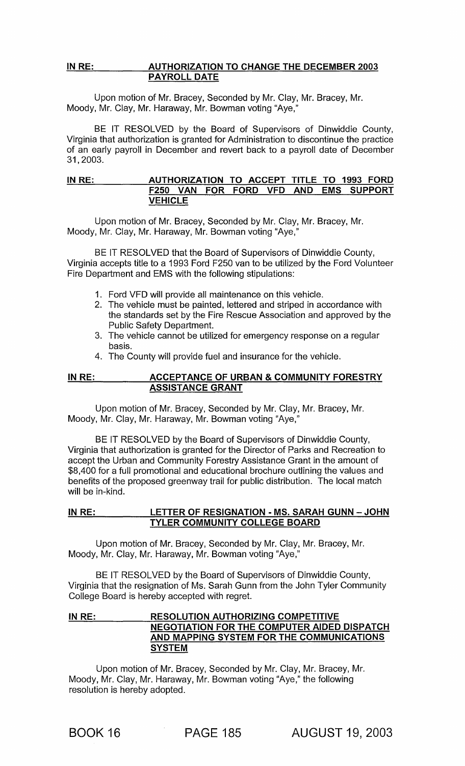**IN RE: AUTHORIZATION TO CHANGE THE DECEMBER 2003 PAYROLL DATE**

Upon motion of Mr. Bracey, Seconded by Mr. Clay, Mr. Bracey, Mr. Moody, Mr. Clay, Mr. Haraway, Mr. Bowman voting "Aye,"

BE IT RESOLVED by the Board of Supervisors of Dinwiddie County, Virginia that authorization is granted for Administration to discontinue the practice of an early payroll in December and revert back to a payroll date of December 31, 2003.

**IN RE: AUTHORIZATION TO ACCEPT TITLE TO 1993 FORD F250 VAN FOR FORD VFD AND EMS SUPPORT VEHICLE**

Upon motion of Mr. Bracey, Seconded by Mr. Clay, Mr. Bracey, Mr. Moody, Mr. Clay, Mr. Haraway, Mr. Bowman voting "Aye,"

BE IT RESOLVED that the Board of Supervisors of Dinwiddie County, Virginia accepts title to a 1993 Ford F250 van to be utilized by the Ford Volunteer Fire Department and EMS with the following stipulations:

1. Ford VFD will provide all maintenance on this vehicle.
2. The vehicle must be painted, lettered and striped in accordance with the standards set by the Fire Rescue Association and approved by the Public Safety Department.
3. The vehicle cannot be utilized for emergency response on a regular basis.
4. The County will provide fuel and insurance for the vehicle.

**IN RE: ACCEPTANCE OF URBAN & COMMUNITY FORESTRY ASSISTANCE GRANT**

Upon motion of Mr. Bracey, Seconded by Mr. Clay, Mr. Bracey, Mr. Moody, Mr. Clay, Mr. Haraway, Mr. Bowman voting "Aye,"

BE IT RESOLVED by the Board of Supervisors of Dinwiddie County, Virginia that authorization is granted for the Director of Parks and Recreation to accept the Urban and Community Forestry Assistance Grant in the amount of $8,400 for a full promotional and educational brochure outlining the values and benefits of the proposed greenway trail for public distribution. The local match will be in-kind.

**IN RE: LETTER OF RESIGNATION - MS. SARAH GUNN – JOHN TYLER COMMUNITY COLLEGE BOARD**

Upon motion of Mr. Bracey, Seconded by Mr. Clay, Mr. Bracey, Mr. Moody, Mr. Clay, Mr. Haraway, Mr. Bowman voting "Aye,"

BE IT RESOLVED by the Board of Supervisors of Dinwiddie County, Virginia that the resignation of Ms. Sarah Gunn from the John Tyler Community College Board is hereby accepted with regret.

**IN RE: RESOLUTION AUTHORIZING COMPETITIVE NEGOTIATION FOR THE COMPUTER AIDED DISPATCH AND MAPPING SYSTEM FOR THE COMMUNICATIONS SYSTEM**

Upon motion of Mr. Bracey, Seconded by Mr. Clay, Mr. Bracey, Mr. Moody, Mr. Clay, Mr. Haraway, Mr. Bowman voting "Aye," the following resolution is hereby adopted.

BOOK 16 PAGE 185 AUGUST 19, 2003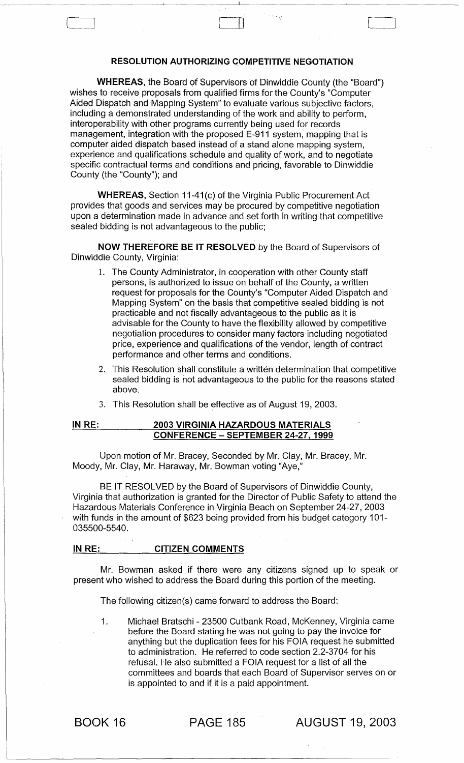## RESOLUTION AUTHORIZING COMPETITIVE NEGOTIATION

**WHEREAS**, the Board of Supervisors of Dinwiddie County (the "Board") wishes to receive proposals from qualified firms for the County's "Computer Aided Dispatch and Mapping System" to evaluate various subjective factors, including a demonstrated understanding of the work and ability to perform, interoperability with other programs currently being used for records management, integration with the proposed E-911 system, mapping that is computer aided dispatch based instead of a stand alone mapping system, experience and qualifications schedule and quality of work, and to negotiate specific contractual terms and conditions and pricing, favorable to Dinwiddie County (the "County"); and

**WHEREAS**, Section 11-41(c) of the Virginia Public Procurement Act provides that goods and services may be procured by competitive negotiation upon a determination made in advance and set forth in writing that competitive sealed bidding is not advantageous to the public;

**NOW THEREFORE BE IT RESOLVED** by the Board of Supervisors of Dinwiddie County, Virginia:

1. The County Administrator, in cooperation with other County staff persons, is authorized to issue on behalf of the County, a written request for proposals for the County's "Computer Aided Dispatch and Mapping System" on the basis that competitive sealed bidding is not practicable and not fiscally advantageous to the public as it is advisable for the County to have the flexibility allowed by competitive negotiation procedures to consider many factors including negotiated price, experience and qualifications of the vendor, length of contract performance and other terms and conditions.
2. This Resolution shall constitute a written determination that competitive sealed bidding is not advantageous to the public for the reasons stated above.
3. This Resolution shall be effective as of August 19, 2003.

**IN RE: 2003 VIRGINIA HAZARDOUS MATERIALS CONFERENCE – SEPTEMBER 24-27, 1999**

Upon motion of Mr. Bracey, Seconded by Mr. Clay, Mr. Bracey, Mr. Moody, Mr. Clay, Mr. Haraway, Mr. Bowman voting "Aye,"

BE IT RESOLVED by the Board of Supervisors of Dinwiddie County, Virginia that authorization is granted for the Director of Public Safety to attend the Hazardous Materials Conference in Virginia Beach on September 24-27, 2003 with funds in the amount of $623 being provided from his budget category 101-035500-5540.

**IN RE: CITIZEN COMMENTS**

Mr. Bowman asked if there were any citizens signed up to speak or present who wished to address the Board during this portion of the meeting.

The following citizen(s) came forward to address the Board:

1. Michael Bratschi - 23500 Cutbank Road, McKenney, Virginia came before the Board stating he was not going to pay the invoice for anything but the duplication fees for his FOIA request he submitted to administration. He referred to code section 2.2-3704 for his refusal. He also submitted a FOIA request for a list of all the committees and boards that each Board of Supervisor serves on or is appointed to and if it is a paid appointment.

BOOK 16 PAGE 185 AUGUST 19, 2003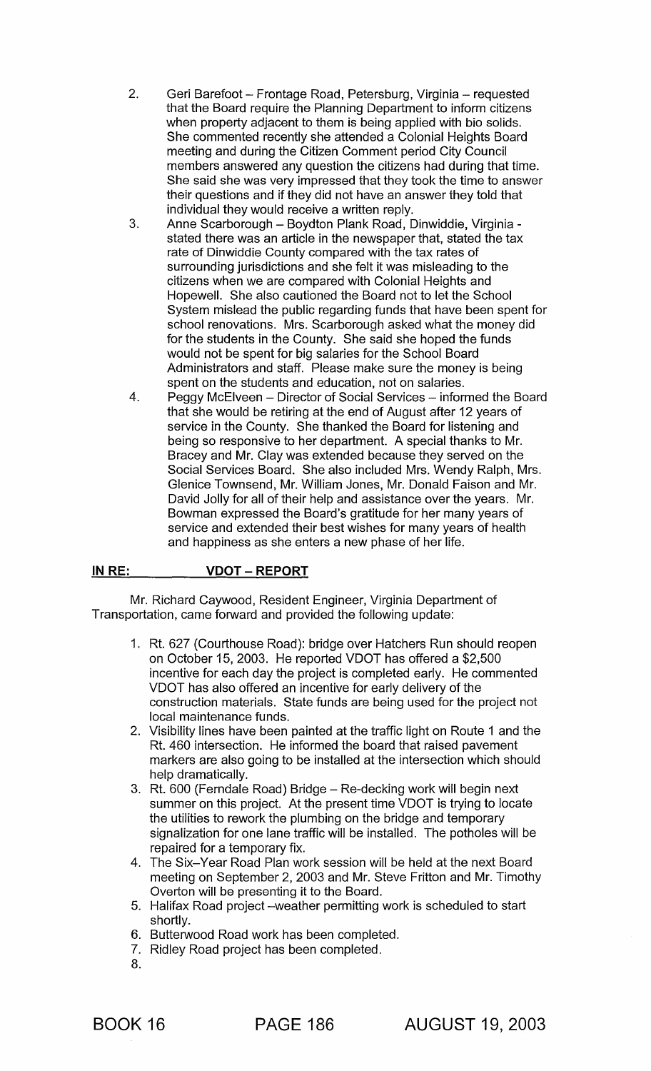2. Geri Barefoot – Frontage Road, Petersburg, Virginia – requested that the Board require the Planning Department to inform citizens when property adjacent to them is being applied with bio solids. She commented recently she attended a Colonial Heights Board meeting and during the Citizen Comment period City Council members answered any question the citizens had during that time. She said she was very impressed that they took the time to answer their questions and if they did not have an answer they told that individual they would receive a written reply.
3. Anne Scarborough – Boydton Plank Road, Dinwiddie, Virginia - stated there was an article in the newspaper that, stated the tax rate of Dinwiddie County compared with the tax rates of surrounding jurisdictions and she felt it was misleading to the citizens when we are compared with Colonial Heights and Hopewell. She also cautioned the Board not to let the School System mislead the public regarding funds that have been spent for school renovations. Mrs. Scarborough asked what the money did for the students in the County. She said she hoped the funds would not be spent for big salaries for the School Board Administrators and staff. Please make sure the money is being spent on the students and education, not on salaries.
4. Peggy McElveen – Director of Social Services – informed the Board that she would be retiring at the end of August after 12 years of service in the County. She thanked the Board for listening and being so responsive to her department. A special thanks to Mr. Bracey and Mr. Clay was extended because they served on the Social Services Board. She also included Mrs. Wendy Ralph, Mrs. Glenice Townsend, Mr. William Jones, Mr. Donald Faison and Mr. David Jolly for all of their help and assistance over the years. Mr. Bowman expressed the Board's gratitude for her many years of service and extended their best wishes for many years of health and happiness as she enters a new phase of her life.

**IN RE: VDOT – REPORT**

Mr. Richard Caywood, Resident Engineer, Virginia Department of Transportation, came forward and provided the following update:

1. Rt. 627 (Courthouse Road): bridge over Hatchers Run should reopen on October 15, 2003. He reported VDOT has offered a $2,500 incentive for each day the project is completed early. He commented VDOT has also offered an incentive for early delivery of the construction materials. State funds are being used for the project not local maintenance funds.
2. Visibility lines have been painted at the traffic light on Route 1 and the Rt. 460 intersection. He informed the board that raised pavement markers are also going to be installed at the intersection which should help dramatically.
3. Rt. 600 (Ferndale Road) Bridge – Re-decking work will begin next summer on this project. At the present time VDOT is trying to locate the utilities to rework the plumbing on the bridge and temporary signalization for one lane traffic will be installed. The potholes will be repaired for a temporary fix.
4. The Six–Year Road Plan work session will be held at the next Board meeting on September 2, 2003 and Mr. Steve Fritton and Mr. Timothy Overton will be presenting it to the Board.
5. Halifax Road project –weather permitting work is scheduled to start shortly.
6. Butterwood Road work has been completed.
7. Ridley Road project has been completed.
8.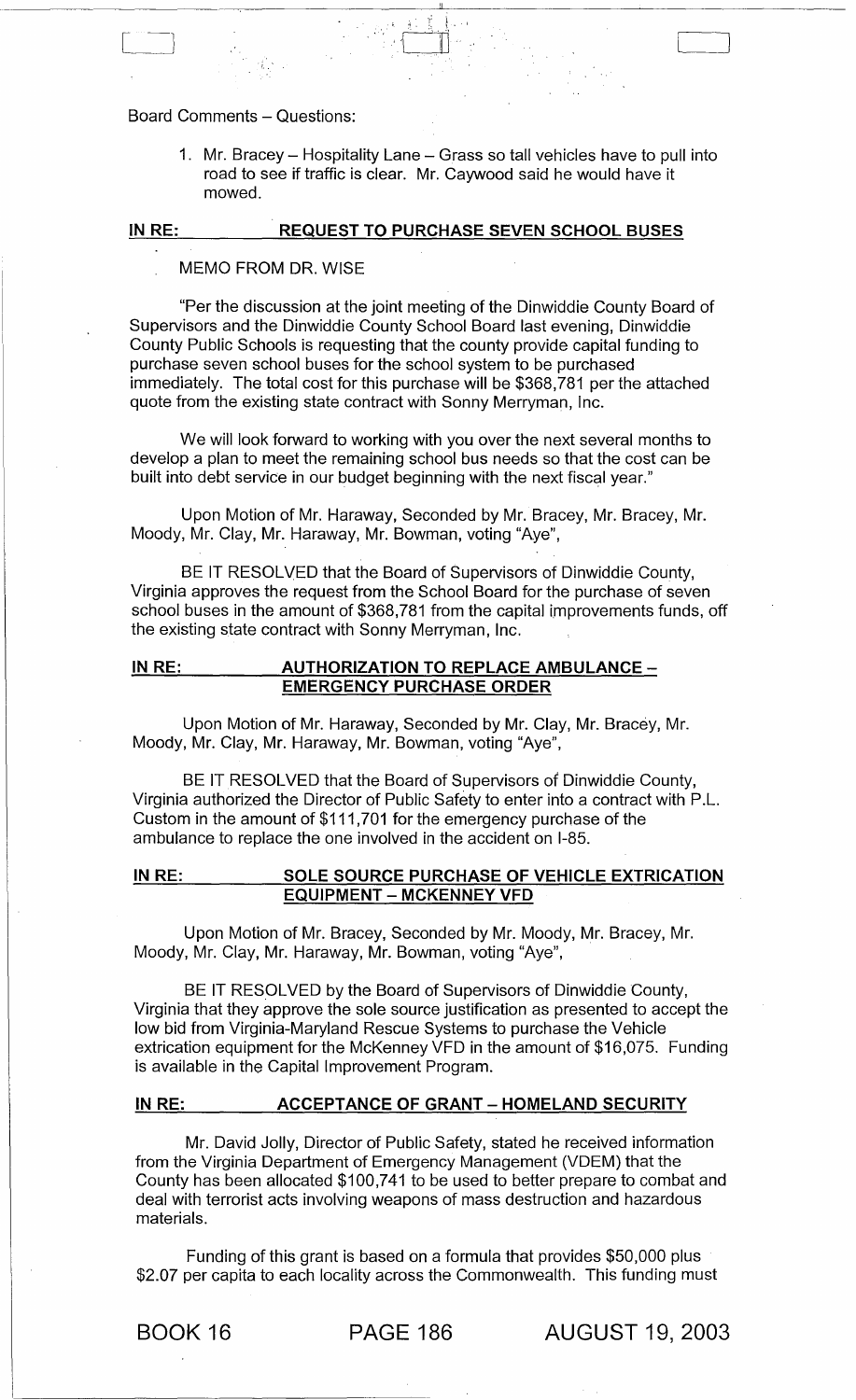Board Comments – Questions:

1. Mr. Bracey – Hospitality Lane – Grass so tall vehicles have to pull into road to see if traffic is clear. Mr. Caywood said he would have it mowed.

## IN RE: REQUEST TO PURCHASE SEVEN SCHOOL BUSES

MEMO FROM DR. WISE

"Per the discussion at the joint meeting of the Dinwiddie County Board of Supervisors and the Dinwiddie County School Board last evening, Dinwiddie County Public Schools is requesting that the county provide capital funding to purchase seven school buses for the school system to be purchased immediately. The total cost for this purchase will be $368,781 per the attached quote from the existing state contract with Sonny Merryman, Inc.

We will look forward to working with you over the next several months to develop a plan to meet the remaining school bus needs so that the cost can be built into debt service in our budget beginning with the next fiscal year."

Upon Motion of Mr. Haraway, Seconded by Mr. Bracey, Mr. Bracey, Mr. Moody, Mr. Clay, Mr. Haraway, Mr. Bowman, voting "Aye",

BE IT RESOLVED that the Board of Supervisors of Dinwiddie County, Virginia approves the request from the School Board for the purchase of seven school buses in the amount of $368,781 from the capital improvements funds, off the existing state contract with Sonny Merryman, Inc.

## IN RE: AUTHORIZATION TO REPLACE AMBULANCE – EMERGENCY PURCHASE ORDER

Upon Motion of Mr. Haraway, Seconded by Mr. Clay, Mr. Bracey, Mr. Moody, Mr. Clay, Mr. Haraway, Mr. Bowman, voting "Aye",

BE IT RESOLVED that the Board of Supervisors of Dinwiddie County, Virginia authorized the Director of Public Safety to enter into a contract with P.L. Custom in the amount of $111,701 for the emergency purchase of the ambulance to replace the one involved in the accident on I-85.

## IN RE: SOLE SOURCE PURCHASE OF VEHICLE EXTRICATION EQUIPMENT – MCKENNEY VFD

Upon Motion of Mr. Bracey, Seconded by Mr. Moody, Mr. Bracey, Mr. Moody, Mr. Clay, Mr. Haraway, Mr. Bowman, voting "Aye",

BE IT RESOLVED by the Board of Supervisors of Dinwiddie County, Virginia that they approve the sole source justification as presented to accept the low bid from Virginia-Maryland Rescue Systems to purchase the Vehicle extrication equipment for the McKenney VFD in the amount of $16,075. Funding is available in the Capital Improvement Program.

## IN RE: ACCEPTANCE OF GRANT – HOMELAND SECURITY

Mr. David Jolly, Director of Public Safety, stated he received information from the Virginia Department of Emergency Management (VDEM) that the County has been allocated $100,741 to be used to better prepare to combat and deal with terrorist acts involving weapons of mass destruction and hazardous materials.

Funding of this grant is based on a formula that provides $50,000 plus $2.07 per capita to each locality across the Commonwealth. This funding must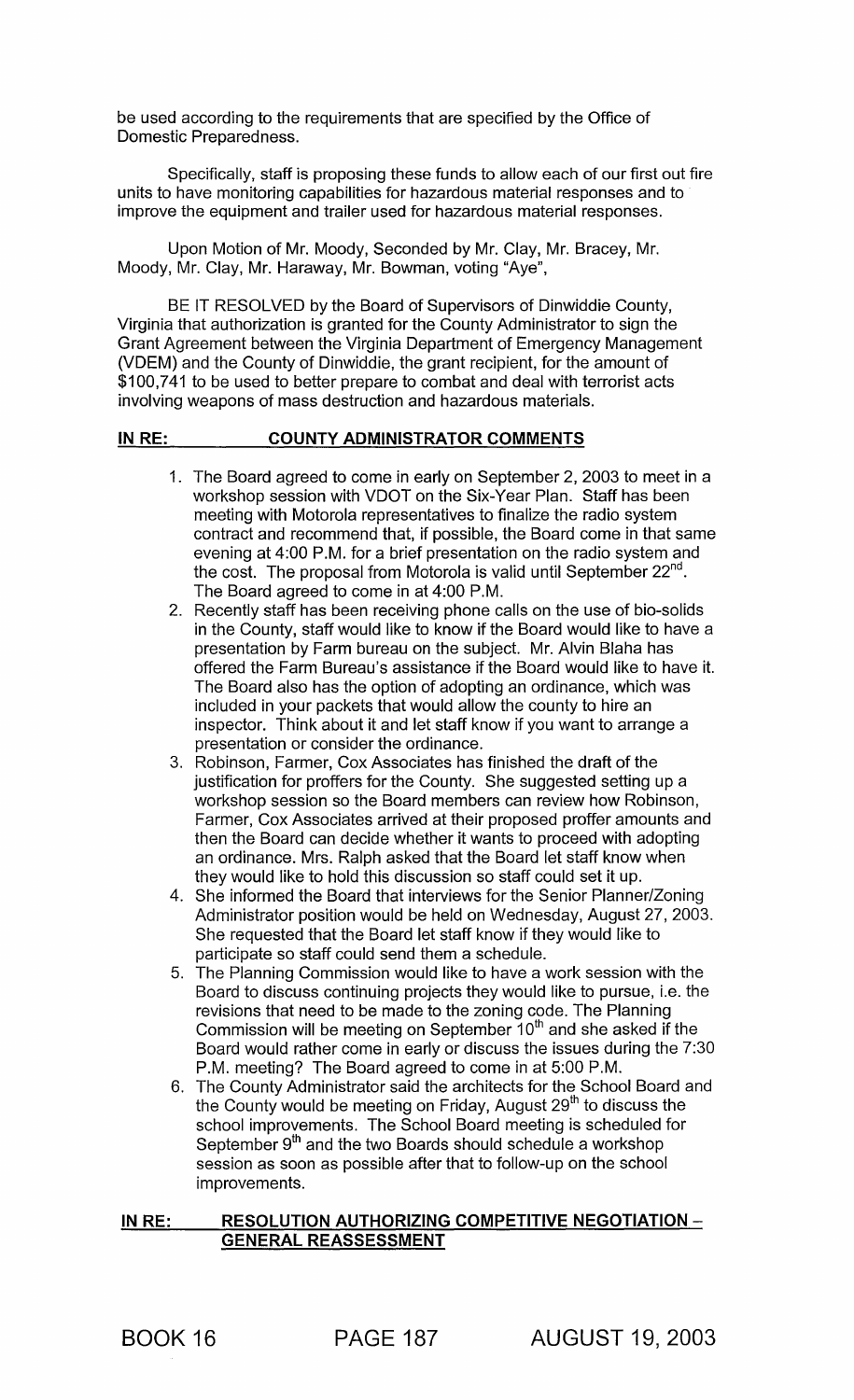be used according to the requirements that are specified by the Office of Domestic Preparedness.

Specifically, staff is proposing these funds to allow each of our first out fire units to have monitoring capabilities for hazardous material responses and to improve the equipment and trailer used for hazardous material responses.

Upon Motion of Mr. Moody, Seconded by Mr. Clay, Mr. Bracey, Mr. Moody, Mr. Clay, Mr. Haraway, Mr. Bowman, voting "Aye",

BE IT RESOLVED by the Board of Supervisors of Dinwiddie County, Virginia that authorization is granted for the County Administrator to sign the Grant Agreement between the Virginia Department of Emergency Management (VDEM) and the County of Dinwiddie, the grant recipient, for the amount of $100,741 to be used to better prepare to combat and deal with terrorist acts involving weapons of mass destruction and hazardous materials.

**IN RE: COUNTY ADMINISTRATOR COMMENTS**

1. The Board agreed to come in early on September 2, 2003 to meet in a workshop session with VDOT on the Six-Year Plan. Staff has been meeting with Motorola representatives to finalize the radio system contract and recommend that, if possible, the Board come in that same evening at 4:00 P.M. for a brief presentation on the radio system and the cost. The proposal from Motorola is valid until September 22nd. The Board agreed to come in at 4:00 P.M.
2. Recently staff has been receiving phone calls on the use of bio-solids in the County, staff would like to know if the Board would like to have a presentation by Farm bureau on the subject. Mr. Alvin Blaha has offered the Farm Bureau's assistance if the Board would like to have it. The Board also has the option of adopting an ordinance, which was included in your packets that would allow the county to hire an inspector. Think about it and let staff know if you want to arrange a presentation or consider the ordinance.
3. Robinson, Farmer, Cox Associates has finished the draft of the justification for proffers for the County. She suggested setting up a workshop session so the Board members can review how Robinson, Farmer, Cox Associates arrived at their proposed proffer amounts and then the Board can decide whether it wants to proceed with adopting an ordinance. Mrs. Ralph asked that the Board let staff know when they would like to hold this discussion so staff could set it up.
4. She informed the Board that interviews for the Senior Planner/Zoning Administrator position would be held on Wednesday, August 27, 2003. She requested that the Board let staff know if they would like to participate so staff could send them a schedule.
5. The Planning Commission would like to have a work session with the Board to discuss continuing projects they would like to pursue, i.e. the revisions that need to be made to the zoning code. The Planning Commission will be meeting on September 10th and she asked if the Board would rather come in early or discuss the issues during the 7:30 P.M. meeting? The Board agreed to come in at 5:00 P.M.
6. The County Administrator said the architects for the School Board and the County would be meeting on Friday, August 29th to discuss the school improvements. The School Board meeting is scheduled for September 9th and the two Boards should schedule a workshop session as soon as possible after that to follow-up on the school improvements.

**IN RE: RESOLUTION AUTHORIZING COMPETITIVE NEGOTIATION – GENERAL REASSESSMENT**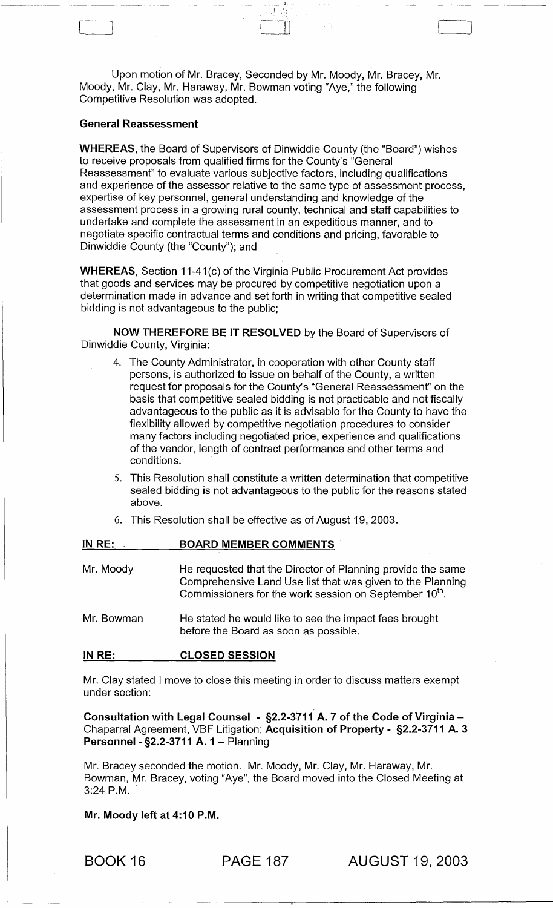Upon motion of Mr. Bracey, Seconded by Mr. Moody, Mr. Bracey, Mr. Moody, Mr. Clay, Mr. Haraway, Mr. Bowman voting "Aye," the following Competitive Resolution was adopted.

**General Reassessment**

**WHEREAS**, the Board of Supervisors of Dinwiddie County (the "Board") wishes to receive proposals from qualified firms for the County's "General Reassessment" to evaluate various subjective factors, including qualifications and experience of the assessor relative to the same type of assessment process, expertise of key personnel, general understanding and knowledge of the assessment process in a growing rural county, technical and staff capabilities to undertake and complete the assessment in an expeditious manner, and to negotiate specific contractual terms and conditions and pricing, favorable to Dinwiddie County (the "County"); and

**WHEREAS**, Section 11-41(c) of the Virginia Public Procurement Act provides that goods and services may be procured by competitive negotiation upon a determination made in advance and set forth in writing that competitive sealed bidding is not advantageous to the public;

**NOW THEREFORE BE IT RESOLVED** by the Board of Supervisors of Dinwiddie County, Virginia:

4. The County Administrator, in cooperation with other County staff persons, is authorized to issue on behalf of the County, a written request for proposals for the County's "General Reassessment" on the basis that competitive sealed bidding is not practicable and not fiscally advantageous to the public as it is advisable for the County to have the flexibility allowed by competitive negotiation procedures to consider many factors including negotiated price, experience and qualifications of the vendor, length of contract performance and other terms and conditions.
5. This Resolution shall constitute a written determination that competitive sealed bidding is not advantageous to the public for the reasons stated above.
6. This Resolution shall be effective as of August 19, 2003.

**IN RE: BOARD MEMBER COMMENTS**

Mr. Moody — He requested that the Director of Planning provide the same Comprehensive Land Use list that was given to the Planning Commissioners for the work session on September 10th.

Mr. Bowman — He stated he would like to see the impact fees brought before the Board as soon as possible.

**IN RE: CLOSED SESSION**

Mr. Clay stated I move to close this meeting in order to discuss matters exempt under section:

**Consultation with Legal Counsel - §2.2-3711 A. 7 of the Code of Virginia** – Chaparral Agreement, VBF Litigation; **Acquisition of Property - §2.2-3711 A. 3 Personnel - §2.2-3711 A. 1** – Planning

Mr. Bracey seconded the motion. Mr. Moody, Mr. Clay, Mr. Haraway, Mr. Bowman, Mr. Bracey, voting "Aye", the Board moved into the Closed Meeting at 3:24 P.M.

**Mr. Moody left at 4:10 P.M.**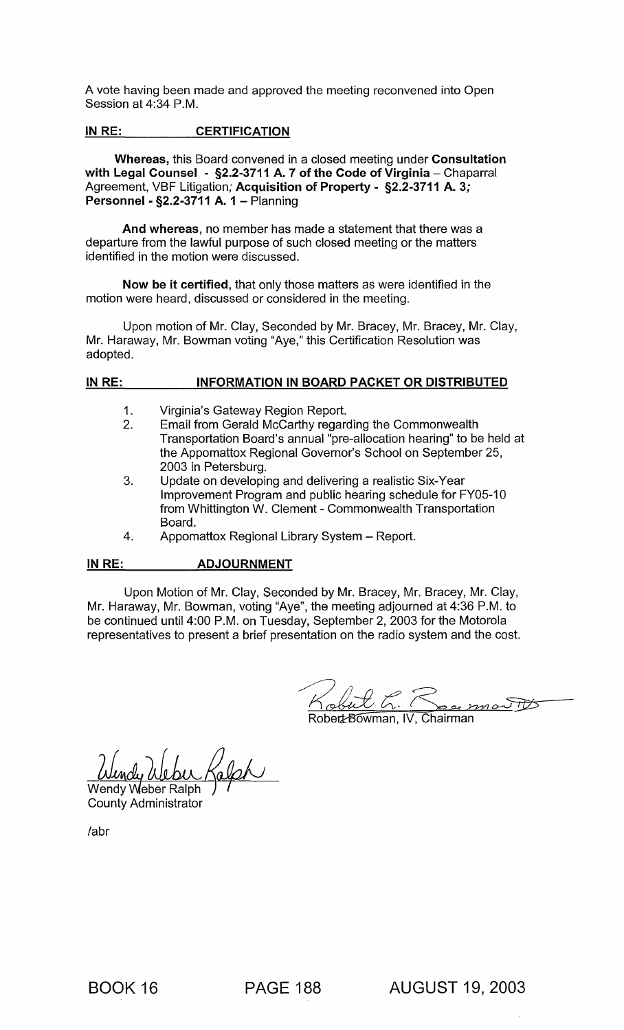A vote having been made and approved the meeting reconvened into Open Session at 4:34 P.M.

**IN RE: CERTIFICATION**

**Whereas,** this Board convened in a closed meeting under **Consultation with Legal Counsel - §2.2-3711 A. 7 of the Code of Virginia** – Chaparral Agreement, VBF Litigation; **Acquisition of Property - §2.2-3711 A. 3; Personnel - §2.2-3711 A. 1** – Planning

**And whereas**, no member has made a statement that there was a departure from the lawful purpose of such closed meeting or the matters identified in the motion were discussed.

**Now be it certified**, that only those matters as were identified in the motion were heard, discussed or considered in the meeting.

Upon motion of Mr. Clay, Seconded by Mr. Bracey, Mr. Bracey, Mr. Clay, Mr. Haraway, Mr. Bowman voting "Aye," this Certification Resolution was adopted.

**IN RE: INFORMATION IN BOARD PACKET OR DISTRIBUTED**

1. Virginia's Gateway Region Report.
2. Email from Gerald McCarthy regarding the Commonwealth Transportation Board's annual "pre-allocation hearing" to be held at the Appomattox Regional Governor's School on September 25, 2003 in Petersburg.
3. Update on developing and delivering a realistic Six-Year Improvement Program and public hearing schedule for FY05-10 from Whittington W. Clement - Commonwealth Transportation Board.
4. Appomattox Regional Library System – Report.

**IN RE: ADJOURNMENT**

Upon Motion of Mr. Clay, Seconded by Mr. Bracey, Mr. Bracey, Mr. Clay, Mr. Haraway, Mr. Bowman, voting "Aye", the meeting adjourned at 4:36 P.M. to be continued until 4:00 P.M. on Tuesday, September 2, 2003 for the Motorola representatives to present a brief presentation on the radio system and the cost.

Robert Bowman, IV, Chairman

Wendy Weber Ralph
County Administrator

/abr

BOOK 16 PAGE 188 AUGUST 19, 2003